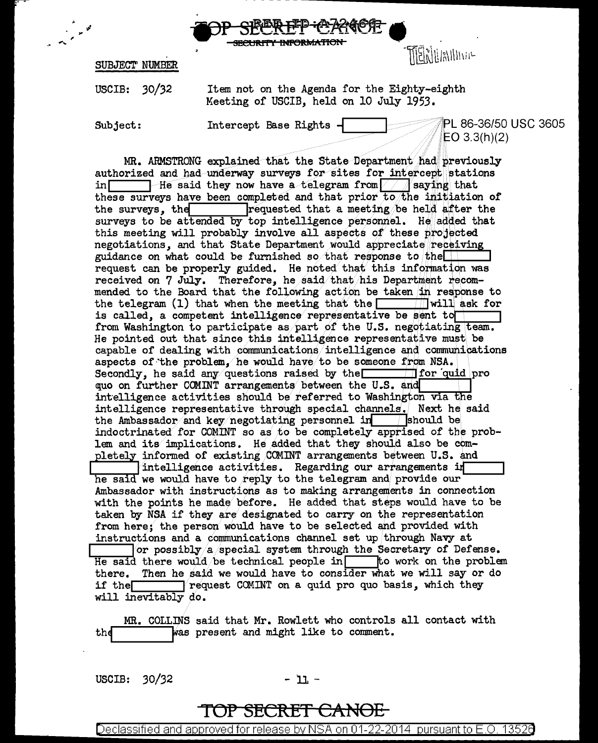TOP SECRET CANOE

SECURITY INFORMATION

SUBJECT NUMBER

USCIB: 30/32 Item not on the Agenda for the Eighty-eighth Meeting of USCIB, held on 10 July 1953.

Subject: Intercept Base Rights - [ ]

PL 86-36/50 USC 3605
EO 3.3(h)(2)

MR. ARMSTRONG explained that the State Department had previously authorized and had underway surveys for sites for intercept stations in [ ] He said they now have a telegram from [ ] saying that these surveys have been completed and that prior to the initiation of the surveys, the [ ] requested that a meeting be held after the surveys to be attended by top intelligence personnel. He added that this meeting will probably involve all aspects of these projected negotiations, and that State Department would appreciate receiving guidance on what could be furnished so that response to the [ ] request can be properly guided. He noted that this information was received on 7 July. Therefore, he said that his Department recommended to the Board that the following action be taken in response to the telegram (1) that when the meeting that the [ ] will ask for is called, a competent intelligence representative be sent to [ ] from Washington to participate as part of the U.S. negotiating team. He pointed out that since this intelligence representative must be capable of dealing with communications intelligence and communications aspects of the problem, he would have to be someone from NSA. Secondly, he said any questions raised by the [ ] for quid pro quo on further COMINT arrangements between the U.S. and [ ] intelligence activities should be referred to Washington via the intelligence representative through special channels. Next he said the Ambassador and key negotiating personnel in [ ] should be indoctrinated for COMINT so as to be completely apprised of the problem and its implications. He added that they should also be completely informed of existing COMINT arrangements between U.S. and [ ] intelligence activities. Regarding our arrangements in [ ] he said we would have to reply to the telegram and provide our Ambassador with instructions as to making arrangements in connection with the points he made before. He added that steps would have to be taken by NSA if they are designated to carry on the representation from here; the person would have to be selected and provided with instructions and a communications channel set up through Navy at [ ] or possibly a special system through the Secretary of Defense. He said there would be technical people in [ ] to work on the problem there. Then he said we would have to consider what we will say or do if the [ ] request COMINT on a quid pro quo basis, which they will inevitably do.

MR. COLLINS said that Mr. Rowlett who controls all contact with the [ ] was present and might like to comment.

USCIB: 30/32

TOP SECRET CANOE

Declassified and approved for release by NSA on 01-22-2014 pursuant to E.O. 13526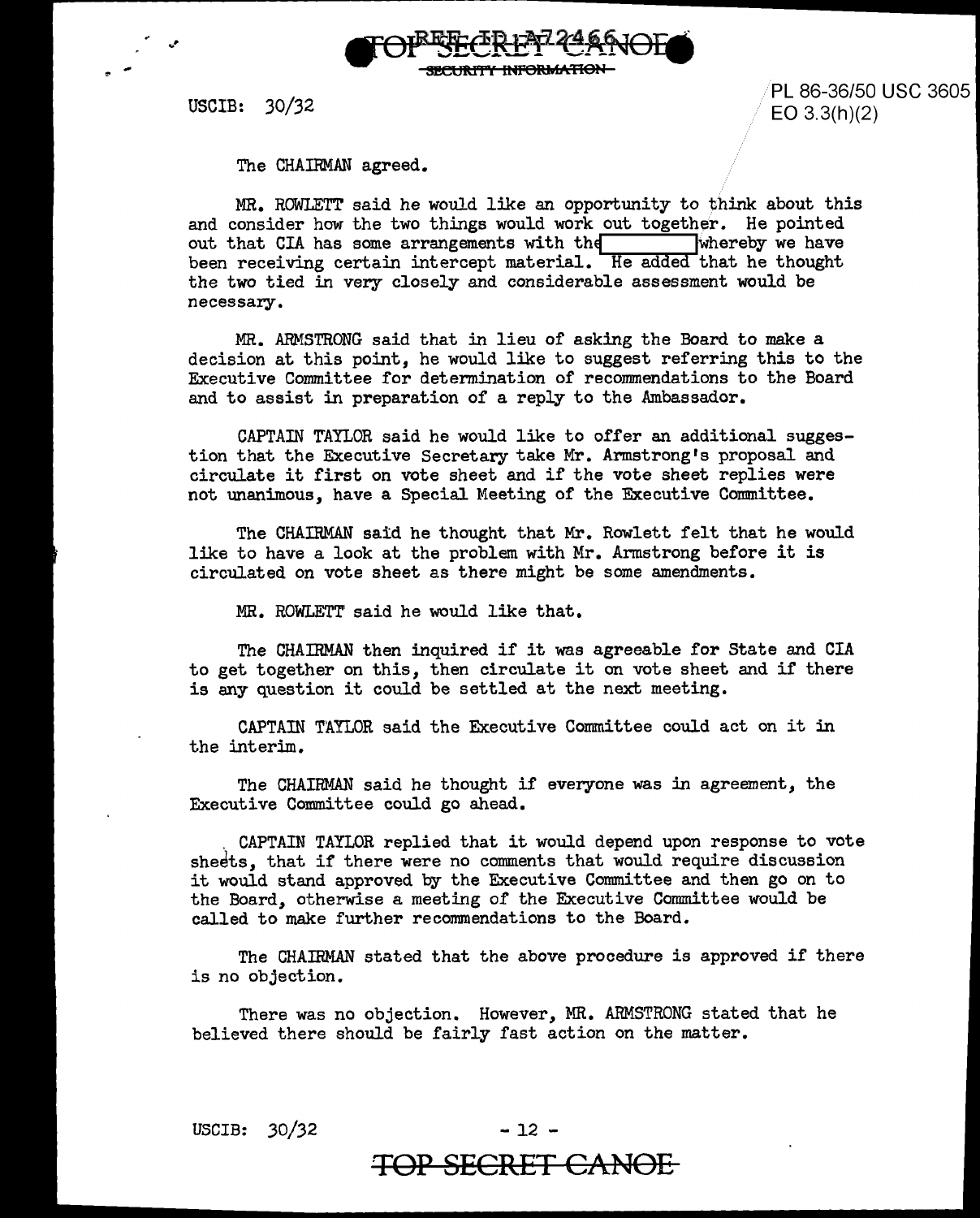USCIB: 30/32

PL 86-36/50 USC 3605
EO 3.3(h)(2)

The CHAIRMAN agreed.

MR. ROWLETT said he would like an opportunity to think about this and consider how the two things would work out together. He pointed out that CIA has some arrangements with the [redacted] whereby we have been receiving certain intercept material. He added that he thought the two tied in very closely and considerable assessment would be necessary.

MR. ARMSTRONG said that in lieu of asking the Board to make a decision at this point, he would like to suggest referring this to the Executive Committee for determination of recommendations to the Board and to assist in preparation of a reply to the Ambassador.

CAPTAIN TAYLOR said he would like to offer an additional suggestion that the Executive Secretary take Mr. Armstrong's proposal and circulate it first on vote sheet and if the vote sheet replies were not unanimous, have a Special Meeting of the Executive Committee.

The CHAIRMAN said he thought that Mr. Rowlett felt that he would like to have a look at the problem with Mr. Armstrong before it is circulated on vote sheet as there might be some amendments.

MR. ROWLETT said he would like that.

The CHAIRMAN then inquired if it was agreeable for State and CIA to get together on this, then circulate it on vote sheet and if there is any question it could be settled at the next meeting.

CAPTAIN TAYLOR said the Executive Committee could act on it in the interim.

The CHAIRMAN said he thought if everyone was in agreement, the Executive Committee could go ahead.

CAPTAIN TAYLOR replied that it would depend upon response to vote sheets, that if there were no comments that would require discussion it would stand approved by the Executive Committee and then go on to the Board, otherwise a meeting of the Executive Committee would be called to make further recommendations to the Board.

The CHAIRMAN stated that the above procedure is approved if there is no objection.

There was no objection. However, MR. ARMSTRONG stated that he believed there should be fairly fast action on the matter.

USCIB: 30/32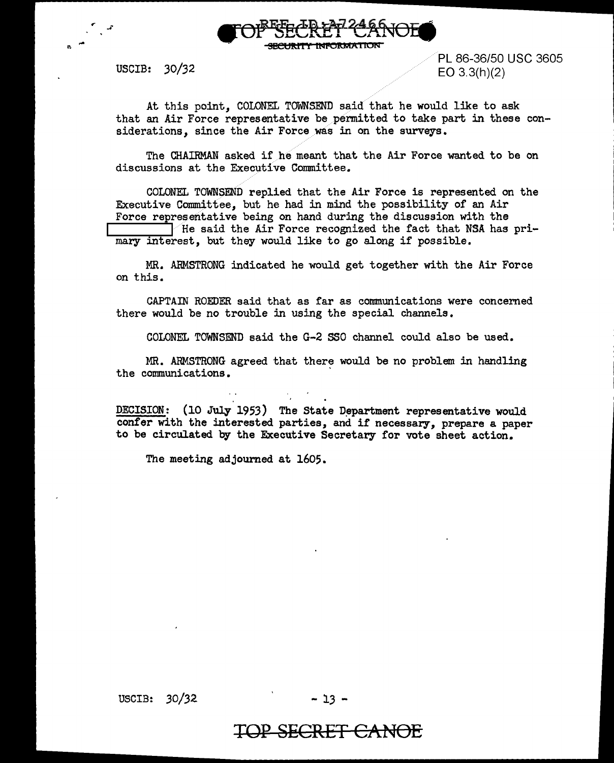PL 86-36/50 USC 3605
EO 3.3(h)(2)

At this point, COLONEL TOWNSEND said that he would like to ask that an Air Force representative be permitted to take part in these considerations, since the Air Force was in on the surveys.

The CHAIRMAN asked if he meant that the Air Force wanted to be on discussions at the Executive Committee.

COLONEL TOWNSEND replied that the Air Force is represented on the Executive Committee, but he had in mind the possibility of an Air Force representative being on hand during the discussion with the [          ] He said the Air Force recognized the fact that NSA has primary interest, but they would like to go along if possible.

MR. ARMSTRONG indicated he would get together with the Air Force on this.

CAPTAIN ROEDER said that as far as communications were concerned there would be no trouble in using the special channels.

COLONEL TOWNSEND said the G-2 SSO channel could also be used.

MR. ARMSTRONG agreed that there would be no problem in handling the communications.

DECISION: (10 July 1953) The State Department representative would confer with the interested parties, and if necessary, prepare a paper to be circulated by the Executive Secretary for vote sheet action.

The meeting adjourned at 1605.